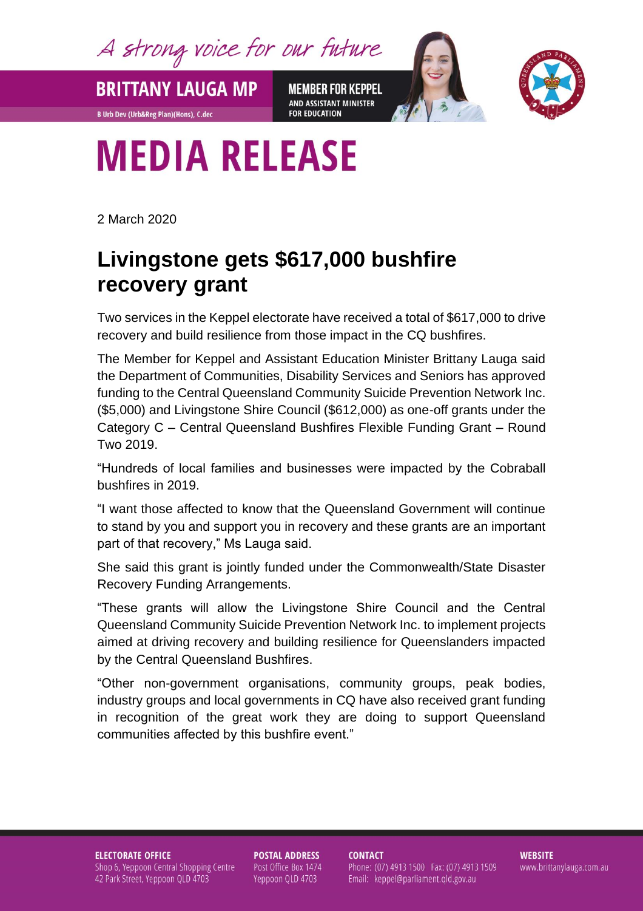A strong voice for our future

**BRITTANY LAUGA MP**

B Urb Dev (Urb&Reg Plan)(Hons), C.dec

**MEMBER FOR KEPPEL**
AND ASSISTANT MINISTER FOR EDUCATION

# MEDIA RELEASE

2 March 2020

## Livingstone gets $617,000 bushfire recovery grant

Two services in the Keppel electorate have received a total of $617,000 to drive recovery and build resilience from those impact in the CQ bushfires.

The Member for Keppel and Assistant Education Minister Brittany Lauga said the Department of Communities, Disability Services and Seniors has approved funding to the Central Queensland Community Suicide Prevention Network Inc. ($5,000) and Livingstone Shire Council ($612,000) as one-off grants under the Category C – Central Queensland Bushfires Flexible Funding Grant – Round Two 2019.

"Hundreds of local families and businesses were impacted by the Cobraball bushfires in 2019.

"I want those affected to know that the Queensland Government will continue to stand by you and support you in recovery and these grants are an important part of that recovery," Ms Lauga said.

She said this grant is jointly funded under the Commonwealth/State Disaster Recovery Funding Arrangements.

"These grants will allow the Livingstone Shire Council and the Central Queensland Community Suicide Prevention Network Inc. to implement projects aimed at driving recovery and building resilience for Queenslanders impacted by the Central Queensland Bushfires.

"Other non-government organisations, community groups, peak bodies, industry groups and local governments in CQ have also received grant funding in recognition of the great work they are doing to support Queensland communities affected by this bushfire event."

**ELECTORATE OFFICE**
Shop 6, Yeppoon Central Shopping Centre
42 Park Street, Yeppoon QLD 4703

**POSTAL ADDRESS**
Post Office Box 1474
Yeppoon QLD 4703

**CONTACT**
Phone: (07) 4913 1500 Fax: (07) 4913 1509
Email: keppel@parliament.qld.gov.au

**WEBSITE**
www.brittanylauga.com.au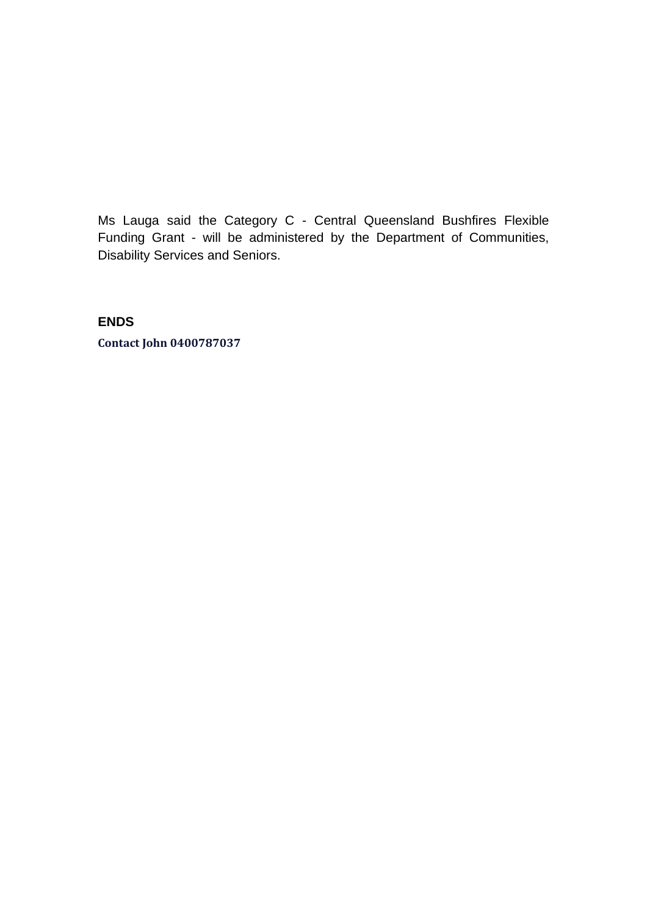Ms Lauga said the Category C - Central Queensland Bushfires Flexible Funding Grant - will be administered by the Department of Communities, Disability Services and Seniors.

**ENDS**

**Contact John 0400787037**